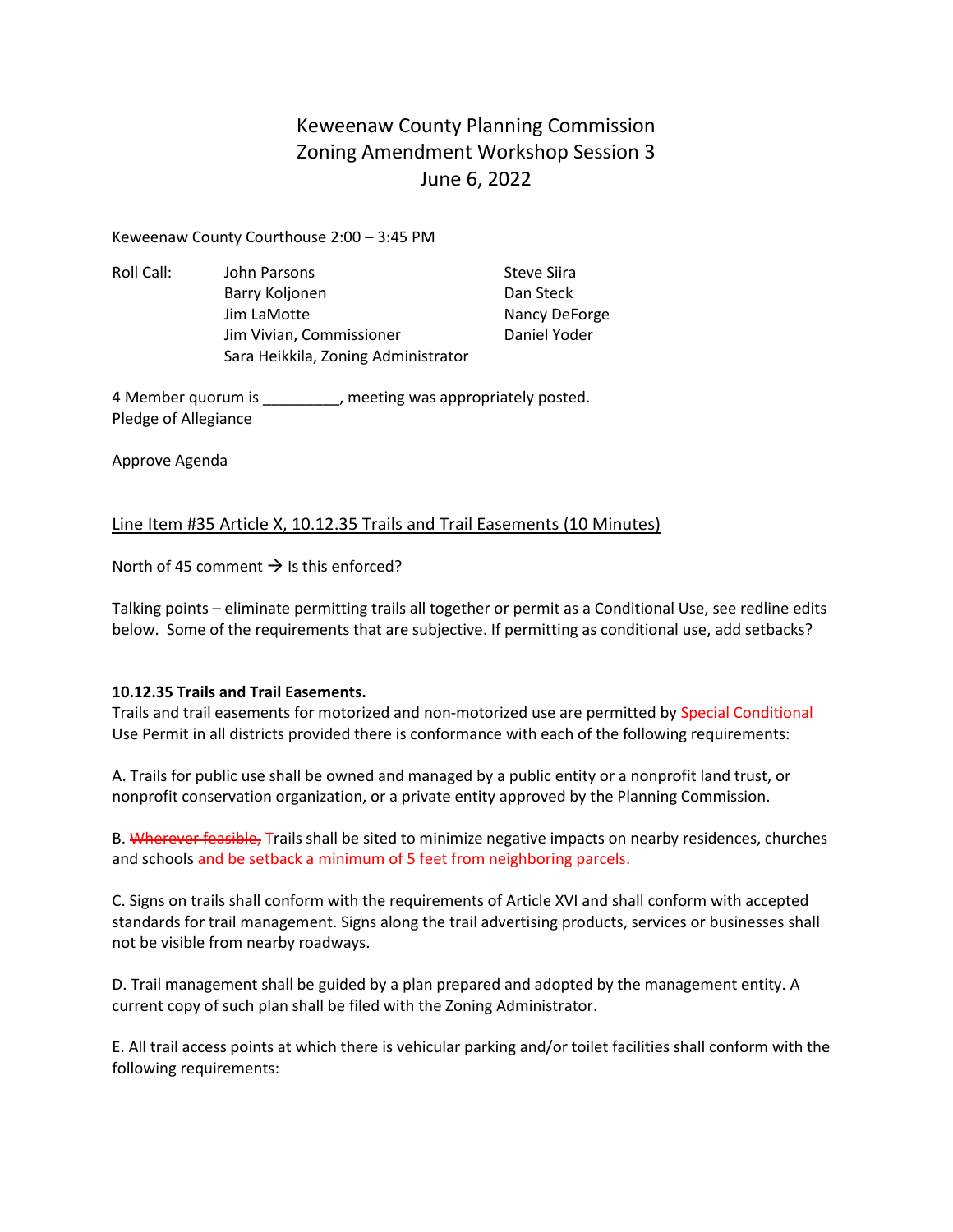# Keweenaw County Planning Commission
## Zoning Amendment Workshop Session 3
## June 6, 2022

Keweenaw County Courthouse 2:00 – 3:45 PM

Roll Call:
- John Parsons
- Barry Koljonen
- Jim LaMotte
- Jim Vivian, Commissioner
- Sara Heikkila, Zoning Administrator
- Steve Siira
- Dan Steck
- Nancy DeForge
- Daniel Yoder

4 Member quorum is _________, meeting was appropriately posted.
Pledge of Allegiance

Approve Agenda

Line Item #35 Article X, 10.12.35 Trails and Trail Easements (10 Minutes)

North of 45 comment → Is this enforced?

Talking points – eliminate permitting trails all together or permit as a Conditional Use, see redline edits below. Some of the requirements that are subjective. If permitting as conditional use, add setbacks?

**10.12.35 Trails and Trail Easements.**
Trails and trail easements for motorized and non-motorized use are permitted by ~~Special~~ Conditional Use Permit in all districts provided there is conformance with each of the following requirements:

A. Trails for public use shall be owned and managed by a public entity or a nonprofit land trust, or nonprofit conservation organization, or a private entity approved by the Planning Commission.

B. ~~Wherever feasible,~~ Trails shall be sited to minimize negative impacts on nearby residences, churches and schools and be setback a minimum of 5 feet from neighboring parcels.

C. Signs on trails shall conform with the requirements of Article XVI and shall conform with accepted standards for trail management. Signs along the trail advertising products, services or businesses shall not be visible from nearby roadways.

D. Trail management shall be guided by a plan prepared and adopted by the management entity. A current copy of such plan shall be filed with the Zoning Administrator.

E. All trail access points at which there is vehicular parking and/or toilet facilities shall conform with the following requirements: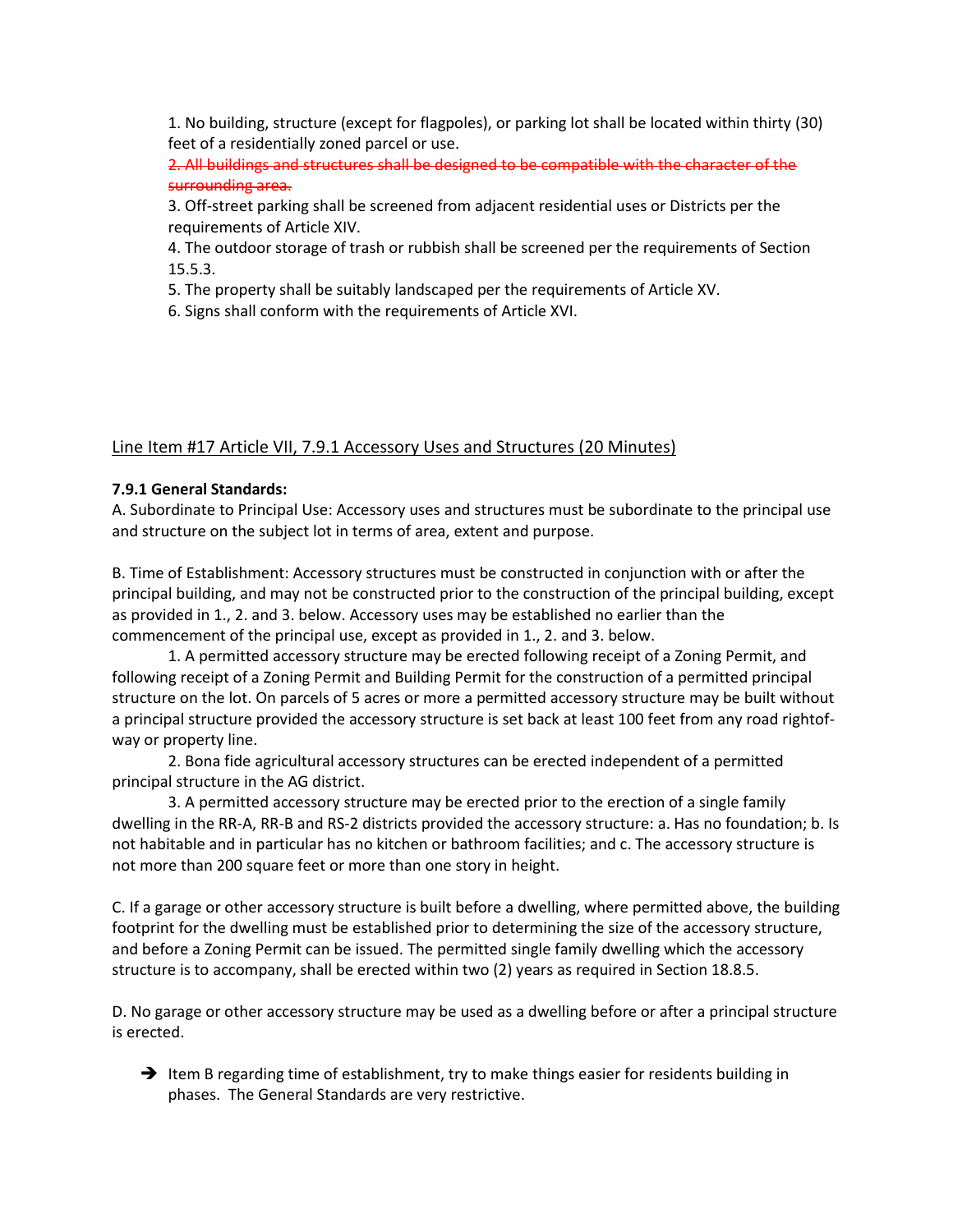1. No building, structure (except for flagpoles), or parking lot shall be located within thirty (30) feet of a residentially zoned parcel or use.
2. ~~All buildings and structures shall be designed to be compatible with the character of the surrounding area.~~
3. Off-street parking shall be screened from adjacent residential uses or Districts per the requirements of Article XIV.
4. The outdoor storage of trash or rubbish shall be screened per the requirements of Section 15.5.3.
5. The property shall be suitably landscaped per the requirements of Article XV.
6. Signs shall conform with the requirements of Article XVI.

## Line Item #17 Article VII, 7.9.1 Accessory Uses and Structures (20 Minutes)

**7.9.1 General Standards:**

A. Subordinate to Principal Use: Accessory uses and structures must be subordinate to the principal use and structure on the subject lot in terms of area, extent and purpose.

B. Time of Establishment: Accessory structures must be constructed in conjunction with or after the principal building, and may not be constructed prior to the construction of the principal building, except as provided in 1., 2. and 3. below. Accessory uses may be established no earlier than the commencement of the principal use, except as provided in 1., 2. and 3. below.

1. A permitted accessory structure may be erected following receipt of a Zoning Permit, and following receipt of a Zoning Permit and Building Permit for the construction of a permitted principal structure on the lot. On parcels of 5 acres or more a permitted accessory structure may be built without a principal structure provided the accessory structure is set back at least 100 feet from any road rightof-way or property line.
2. Bona fide agricultural accessory structures can be erected independent of a permitted principal structure in the AG district.
3. A permitted accessory structure may be erected prior to the erection of a single family dwelling in the RR-A, RR-B and RS-2 districts provided the accessory structure: a. Has no foundation; b. Is not habitable and in particular has no kitchen or bathroom facilities; and c. The accessory structure is not more than 200 square feet or more than one story in height.

C. If a garage or other accessory structure is built before a dwelling, where permitted above, the building footprint for the dwelling must be established prior to determining the size of the accessory structure, and before a Zoning Permit can be issued. The permitted single family dwelling which the accessory structure is to accompany, shall be erected within two (2) years as required in Section 18.8.5.

D. No garage or other accessory structure may be used as a dwelling before or after a principal structure is erected.

- ➔ Item B regarding time of establishment, try to make things easier for residents building in phases. The General Standards are very restrictive.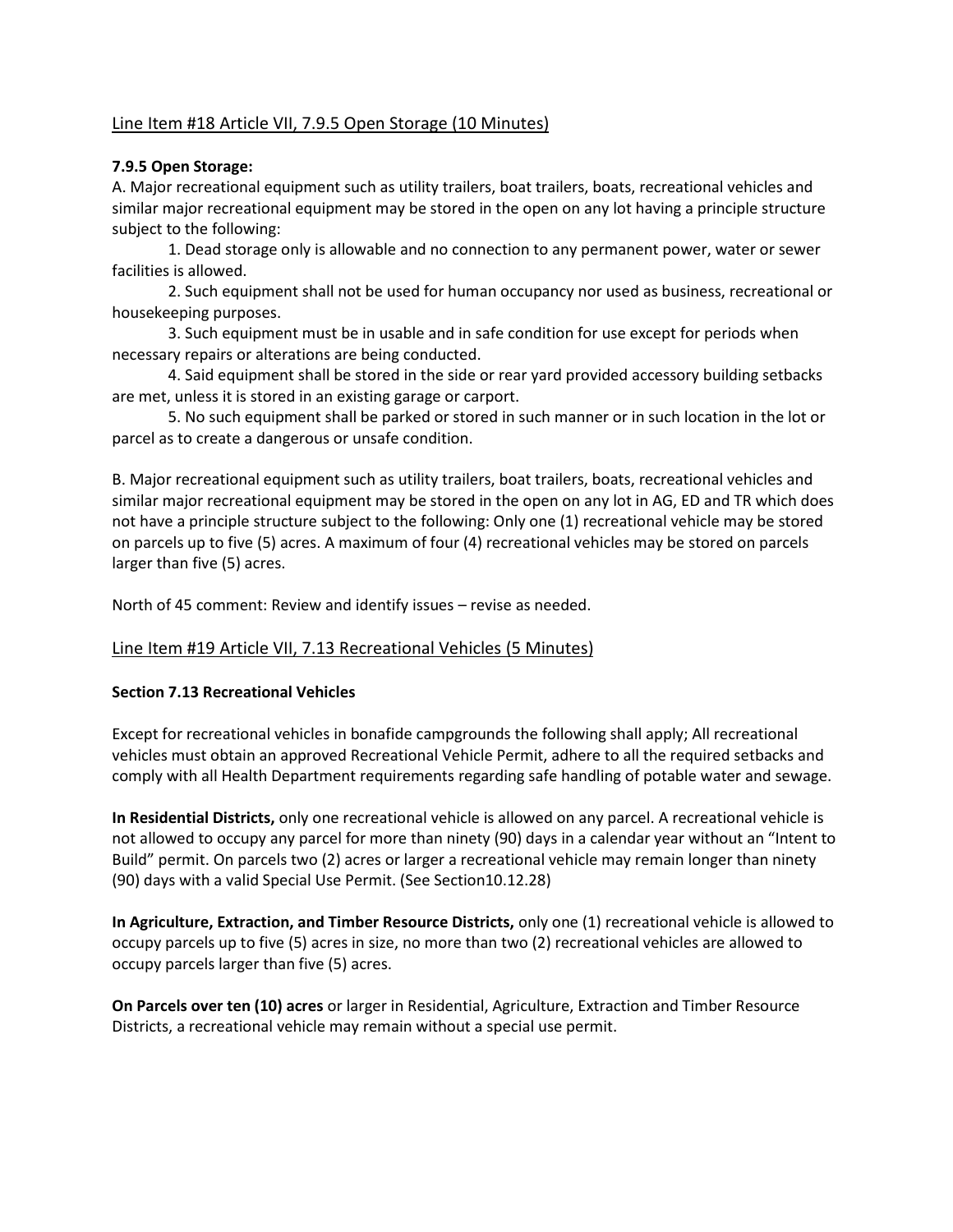## Line Item #18 Article VII, 7.9.5 Open Storage (10 Minutes)

**7.9.5 Open Storage:**

A. Major recreational equipment such as utility trailers, boat trailers, boats, recreational vehicles and similar major recreational equipment may be stored in the open on any lot having a principle structure subject to the following:

1. Dead storage only is allowable and no connection to any permanent power, water or sewer facilities is allowed.
2. Such equipment shall not be used for human occupancy nor used as business, recreational or housekeeping purposes.
3. Such equipment must be in usable and in safe condition for use except for periods when necessary repairs or alterations are being conducted.
4. Said equipment shall be stored in the side or rear yard provided accessory building setbacks are met, unless it is stored in an existing garage or carport.
5. No such equipment shall be parked or stored in such manner or in such location in the lot or parcel as to create a dangerous or unsafe condition.

B. Major recreational equipment such as utility trailers, boat trailers, boats, recreational vehicles and similar major recreational equipment may be stored in the open on any lot in AG, ED and TR which does not have a principle structure subject to the following: Only one (1) recreational vehicle may be stored on parcels up to five (5) acres. A maximum of four (4) recreational vehicles may be stored on parcels larger than five (5) acres.

North of 45 comment: Review and identify issues – revise as needed.

## Line Item #19 Article VII, 7.13 Recreational Vehicles (5 Minutes)

**Section 7.13 Recreational Vehicles**

Except for recreational vehicles in bonafide campgrounds the following shall apply; All recreational vehicles must obtain an approved Recreational Vehicle Permit, adhere to all the required setbacks and comply with all Health Department requirements regarding safe handling of potable water and sewage.

**In Residential Districts,** only one recreational vehicle is allowed on any parcel. A recreational vehicle is not allowed to occupy any parcel for more than ninety (90) days in a calendar year without an "Intent to Build" permit. On parcels two (2) acres or larger a recreational vehicle may remain longer than ninety (90) days with a valid Special Use Permit. (See Section10.12.28)

**In Agriculture, Extraction, and Timber Resource Districts,** only one (1) recreational vehicle is allowed to occupy parcels up to five (5) acres in size, no more than two (2) recreational vehicles are allowed to occupy parcels larger than five (5) acres.

**On Parcels over ten (10) acres** or larger in Residential, Agriculture, Extraction and Timber Resource Districts, a recreational vehicle may remain without a special use permit.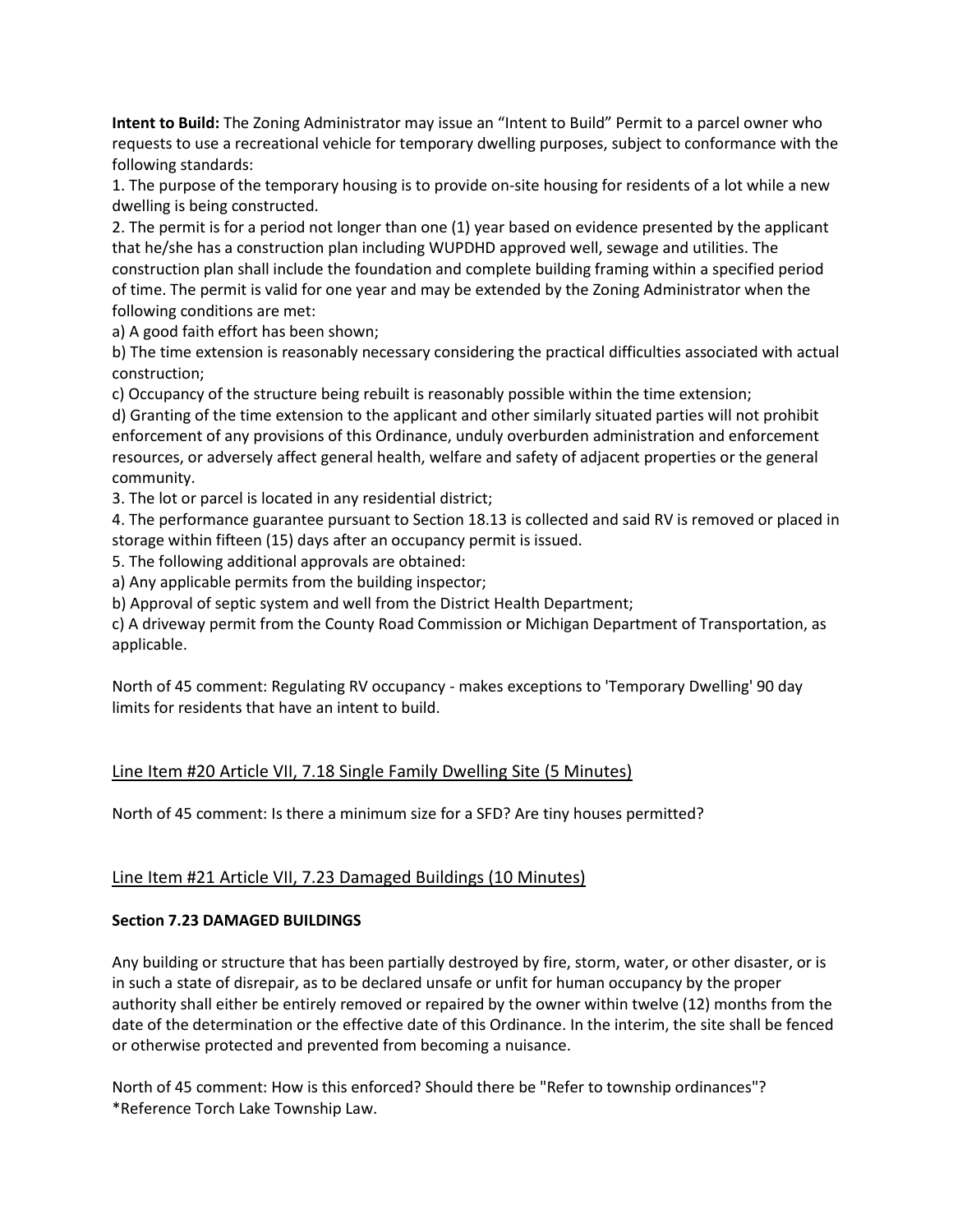**Intent to Build:** The Zoning Administrator may issue an "Intent to Build" Permit to a parcel owner who requests to use a recreational vehicle for temporary dwelling purposes, subject to conformance with the following standards:

1. The purpose of the temporary housing is to provide on-site housing for residents of a lot while a new dwelling is being constructed.
2. The permit is for a period not longer than one (1) year based on evidence presented by the applicant that he/she has a construction plan including WUPDHD approved well, sewage and utilities. The construction plan shall include the foundation and complete building framing within a specified period of time. The permit is valid for one year and may be extended by the Zoning Administrator when the following conditions are met:
   a) A good faith effort has been shown;
   b) The time extension is reasonably necessary considering the practical difficulties associated with actual construction;
   c) Occupancy of the structure being rebuilt is reasonably possible within the time extension;
   d) Granting of the time extension to the applicant and other similarly situated parties will not prohibit enforcement of any provisions of this Ordinance, unduly overburden administration and enforcement resources, or adversely affect general health, welfare and safety of adjacent properties or the general community.
3. The lot or parcel is located in any residential district;
4. The performance guarantee pursuant to Section 18.13 is collected and said RV is removed or placed in storage within fifteen (15) days after an occupancy permit is issued.
5. The following additional approvals are obtained:
   a) Any applicable permits from the building inspector;
   b) Approval of septic system and well from the District Health Department;
   c) A driveway permit from the County Road Commission or Michigan Department of Transportation, as applicable.

North of 45 comment: Regulating RV occupancy - makes exceptions to 'Temporary Dwelling' 90 day limits for residents that have an intent to build.

## Line Item #20 Article VII, 7.18 Single Family Dwelling Site (5 Minutes)

North of 45 comment: Is there a minimum size for a SFD? Are tiny houses permitted?

## Line Item #21 Article VII, 7.23 Damaged Buildings (10 Minutes)

**Section 7.23 DAMAGED BUILDINGS**

Any building or structure that has been partially destroyed by fire, storm, water, or other disaster, or is in such a state of disrepair, as to be declared unsafe or unfit for human occupancy by the proper authority shall either be entirely removed or repaired by the owner within twelve (12) months from the date of the determination or the effective date of this Ordinance. In the interim, the site shall be fenced or otherwise protected and prevented from becoming a nuisance.

North of 45 comment: How is this enforced? Should there be "Refer to township ordinances"? *Reference Torch Lake Township Law.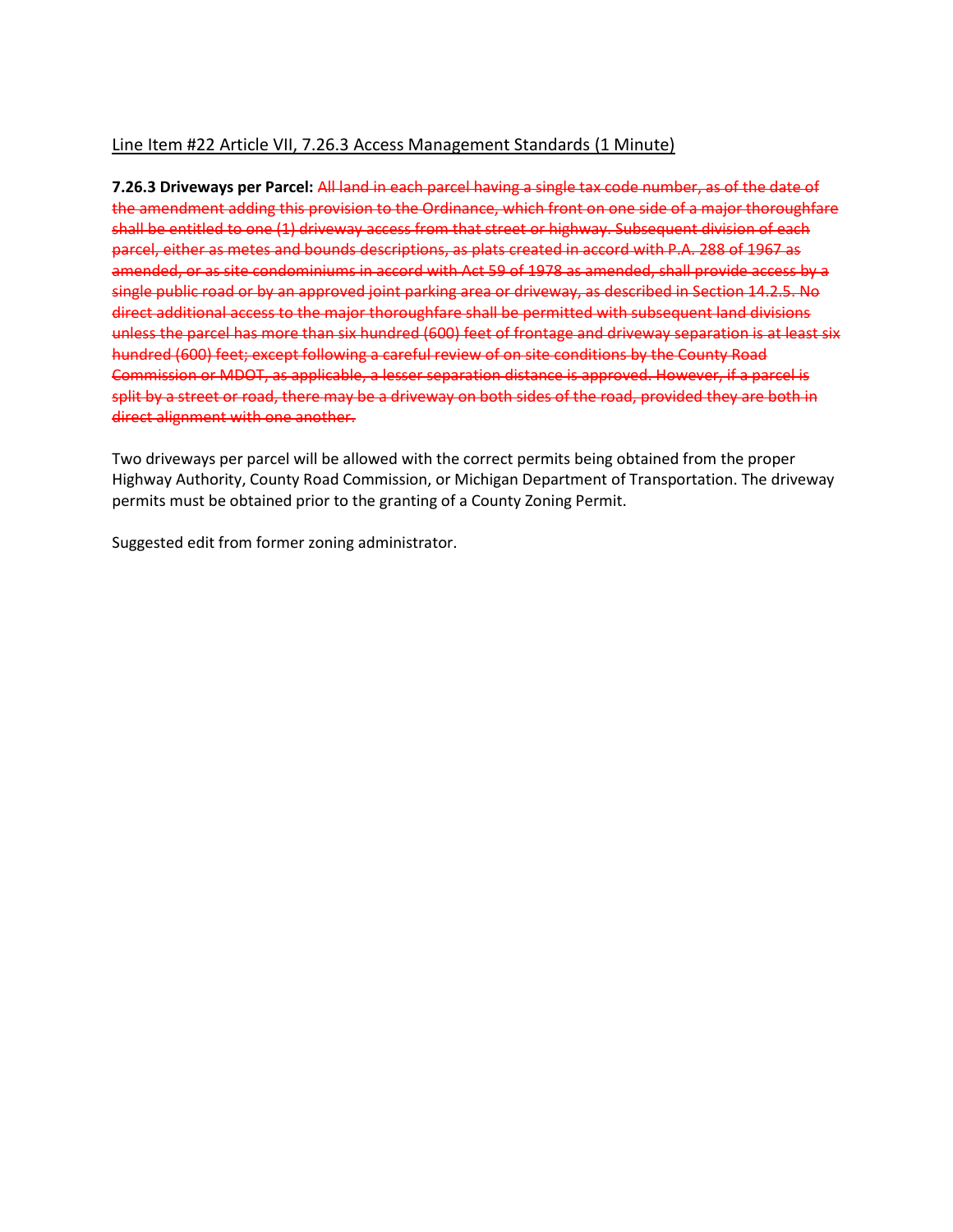<u>Line Item #22 Article VII, 7.26.3 Access Management Standards (1 Minute)</u>

**7.26.3 Driveways per Parcel:** ~~All land in each parcel having a single tax code number, as of the date of the amendment adding this provision to the Ordinance, which front on one side of a major thoroughfare shall be entitled to one (1) driveway access from that street or highway. Subsequent division of each parcel, either as metes and bounds descriptions, as plats created in accord with P.A. 288 of 1967 as amended, or as site condominiums in accord with Act 59 of 1978 as amended, shall provide access by a single public road or by an approved joint parking area or driveway, as described in Section 14.2.5. No direct additional access to the major thoroughfare shall be permitted with subsequent land divisions unless the parcel has more than six hundred (600) feet of frontage and driveway separation is at least six hundred (600) feet; except following a careful review of on site conditions by the County Road Commission or MDOT, as applicable, a lesser separation distance is approved. However, if a parcel is split by a street or road, there may be a driveway on both sides of the road, provided they are both in direct alignment with one another.~~

Two driveways per parcel will be allowed with the correct permits being obtained from the proper Highway Authority, County Road Commission, or Michigan Department of Transportation. The driveway permits must be obtained prior to the granting of a County Zoning Permit.

Suggested edit from former zoning administrator.